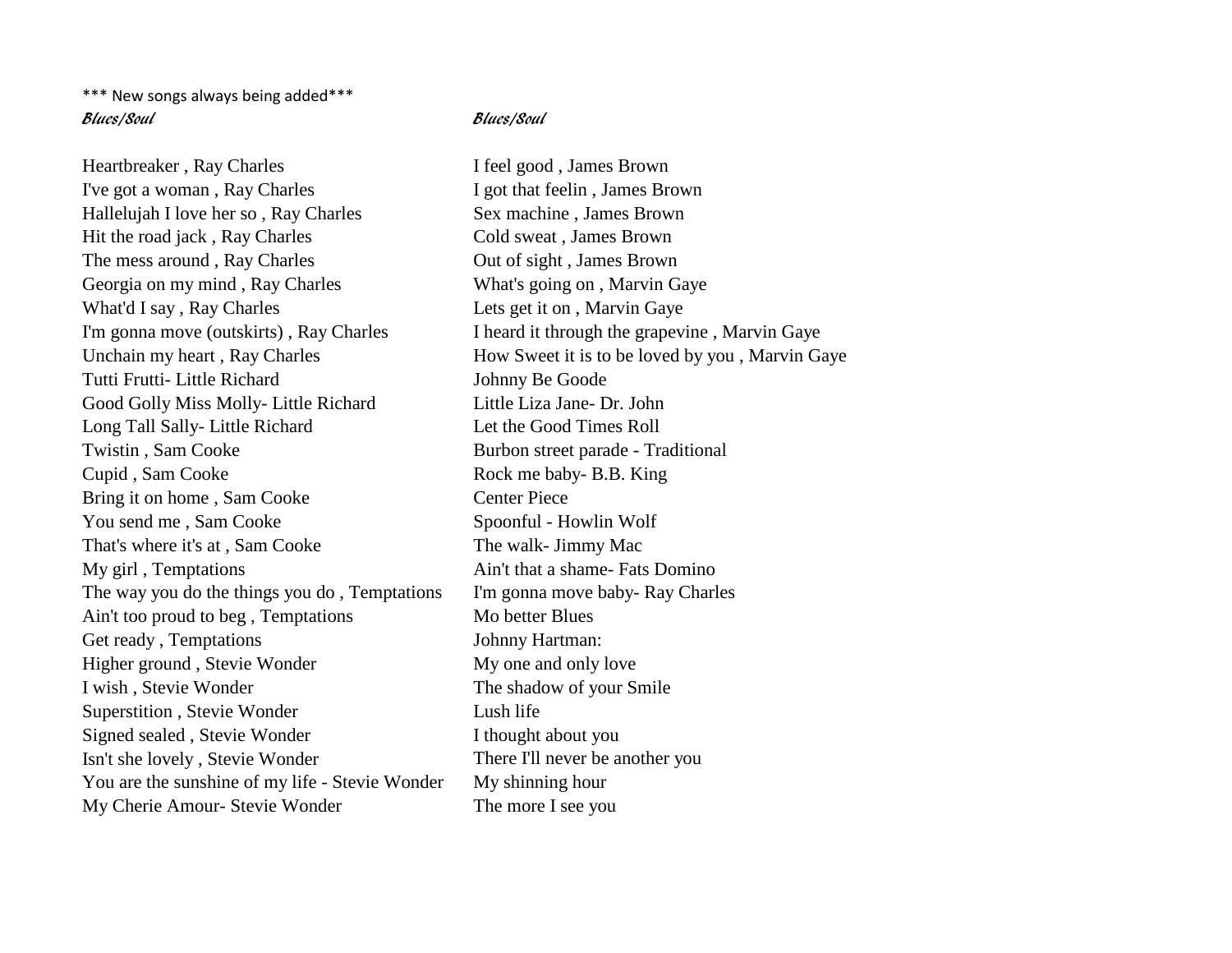*** New songs always being added***

*Blues/Soul*

Heartbreaker , Ray Charles
I've got a woman , Ray Charles
Hallelujah I love her so , Ray Charles
Hit the road jack , Ray Charles
The mess around , Ray Charles
Georgia on my mind , Ray Charles
What'd I say , Ray Charles
I'm gonna move (outskirts) , Ray Charles
Unchain my heart , Ray Charles
Tutti Frutti- Little Richard
Good Golly Miss Molly- Little Richard
Long Tall Sally- Little Richard
Twistin , Sam Cooke
Cupid , Sam Cooke
Bring it on home , Sam Cooke
You send me , Sam Cooke
That's where it's at , Sam Cooke
My girl , Temptations
The way you do the things you do , Temptations
Ain't too proud to beg , Temptations
Get ready , Temptations
Higher ground , Stevie Wonder
I wish , Stevie Wonder
Superstition , Stevie Wonder
Signed sealed , Stevie Wonder
Isn't she lovely , Stevie Wonder
You are the sunshine of my life - Stevie Wonder
My Cherie Amour- Stevie Wonder

*Blues/Soul*

I feel good , James Brown
I got that feelin , James Brown
Sex machine , James Brown
Cold sweat , James Brown
Out of sight , James Brown
What's going on , Marvin Gaye
Lets get it on , Marvin Gaye
I heard it through the grapevine , Marvin Gaye
How Sweet it is to be loved by you , Marvin Gaye
Johnny Be Goode
Little Liza Jane- Dr. John
Let the Good Times Roll
Burbon street parade - Traditional
Rock me baby- B.B. King
Center Piece
Spoonful - Howlin Wolf
The walk- Jimmy Mac
Ain't that a shame- Fats Domino
I'm gonna move baby- Ray Charles
Mo better Blues
Johnny Hartman:
My one and only love
The shadow of your Smile
Lush life
I thought about you
There I'll never be another you
My shinning hour
The more I see you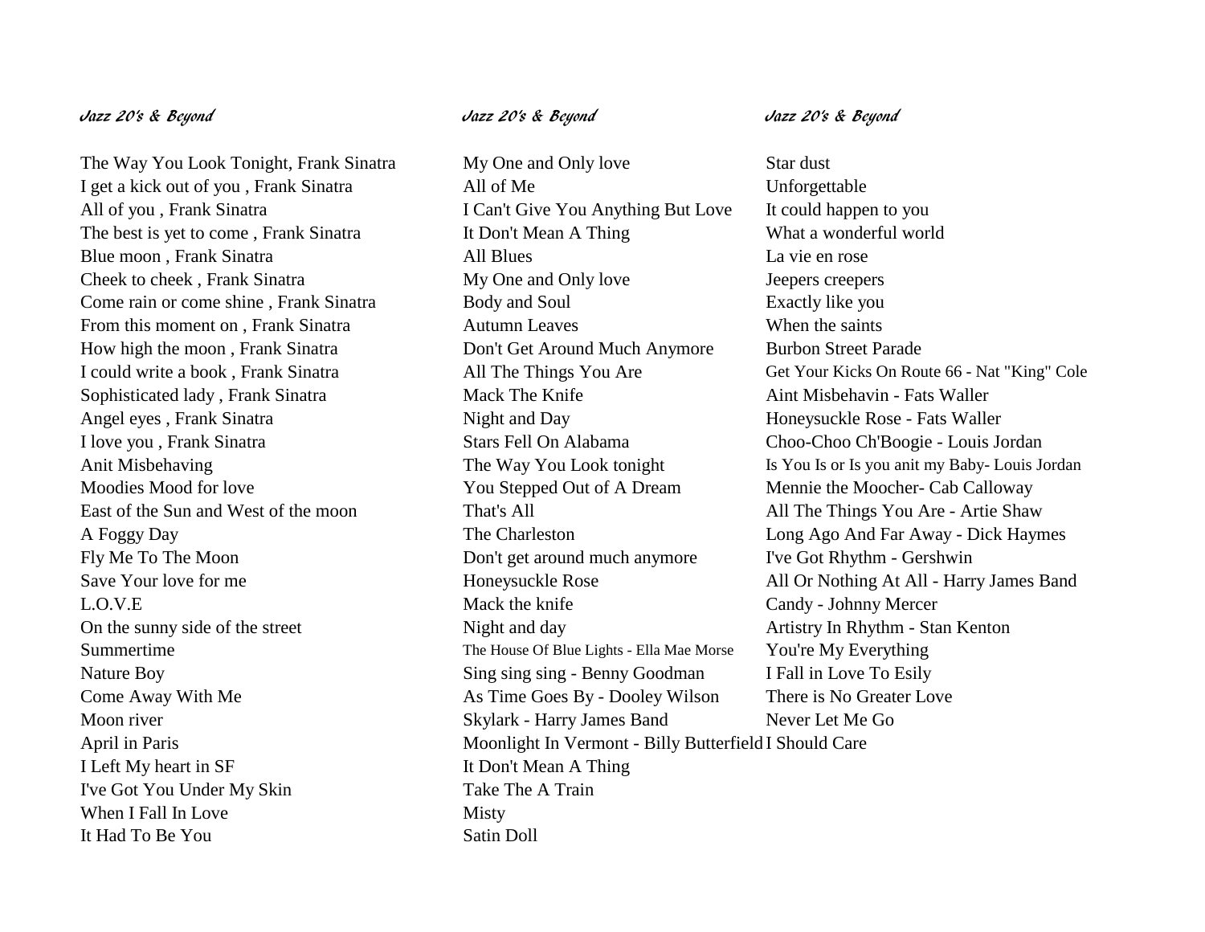*Jazz 20's & Beyond*

The Way You Look Tonight, Frank Sinatra
I get a kick out of you , Frank Sinatra
All of you , Frank Sinatra
The best is yet to come , Frank Sinatra
Blue moon , Frank Sinatra
Cheek to cheek , Frank Sinatra
Come rain or come shine , Frank Sinatra
From this moment on , Frank Sinatra
How high the moon , Frank Sinatra
I could write a book , Frank Sinatra
Sophisticated lady , Frank Sinatra
Angel eyes , Frank Sinatra
I love you , Frank Sinatra
Anit Misbehaving
Moodies Mood for love
East of the Sun and West of the moon
A Foggy Day
Fly Me To The Moon
Save Your love for me
L.O.V.E
On the sunny side of the street
Summertime
Nature Boy
Come Away With Me
Moon river
April in Paris
I Left My heart in SF
I've Got You Under My Skin
When I Fall In Love
It Had To Be You

*Jazz 20's & Beyond*

My One and Only love
All of Me
I Can't Give You Anything But Love
It Don't Mean A Thing
All Blues
My One and Only love
Body and Soul
Autumn Leaves
Don't Get Around Much Anymore
All The Things You Are
Mack The Knife
Night and Day
Stars Fell On Alabama
The Way You Look tonight
You Stepped Out of A Dream
That's All
The Charleston
Don't get around much anymore
Honeysuckle Rose
Mack the knife
Night and day
The House Of Blue Lights - Ella Mae Morse
Sing sing sing - Benny Goodman
As Time Goes By - Dooley Wilson
Skylark - Harry James Band
Moonlight In Vermont - Billy Butterfield
It Don't Mean A Thing
Take The A Train
Misty
Satin Doll

*Jazz 20's & Beyond*

Star dust
Unforgettable
It could happen to you
What a wonderful world
La vie en rose
Jeepers creepers
Exactly like you
When the saints
Burbon Street Parade
Get Your Kicks On Route 66 - Nat "King" Cole
Aint Misbehavin - Fats Waller
Honeysuckle Rose - Fats Waller
Choo-Choo Ch'Boogie - Louis Jordan
Is You Is or Is you anit my Baby- Louis Jordan
Mennie the Moocher- Cab Calloway
All The Things You Are - Artie Shaw
Long Ago And Far Away - Dick Haymes
I've Got Rhythm - Gershwin
All Or Nothing At All - Harry James Band
Candy - Johnny Mercer
Artistry In Rhythm - Stan Kenton
You're My Everything
I Fall in Love To Esily
There is No Greater Love
Never Let Me Go
I Should Care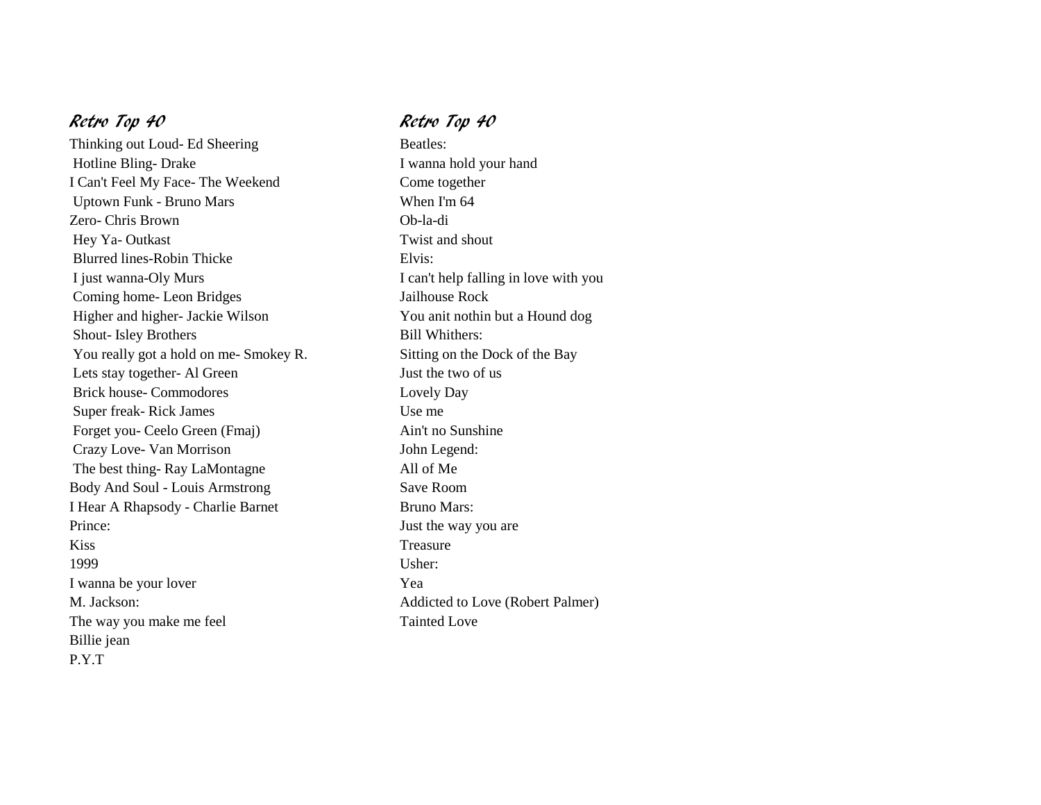## *Retro Top 40*

Thinking out Loud- Ed Sheering
Hotline Bling- Drake
I Can't Feel My Face- The Weekend
Uptown Funk - Bruno Mars
Zero- Chris Brown
Hey Ya- Outkast
Blurred lines-Robin Thicke
I just wanna-Oly Murs
Coming home- Leon Bridges
Higher and higher- Jackie Wilson
Shout- Isley Brothers
You really got a hold on me- Smokey R.
Lets stay together- Al Green
Brick house- Commodores
Super freak- Rick James
Forget you- Ceelo Green (Fmaj)
Crazy Love- Van Morrison
The best thing- Ray LaMontagne
Body And Soul - Louis Armstrong
I Hear A Rhapsody - Charlie Barnet
Prince:
Kiss
1999
I wanna be your lover
M. Jackson:
The way you make me feel
Billie jean
P.Y.T

## *Retro Top 40*

Beatles:
I wanna hold your hand
Come together
When I'm 64
Ob-la-di
Twist and shout
Elvis:
I can't help falling in love with you
Jailhouse Rock
You anit nothin but a Hound dog
Bill Whithers:
Sitting on the Dock of the Bay
Just the two of us
Lovely Day
Use me
Ain't no Sunshine
John Legend:
All of Me
Save Room
Bruno Mars:
Just the way you are
Treasure
Usher:
Yea
Addicted to Love (Robert Palmer)
Tainted Love